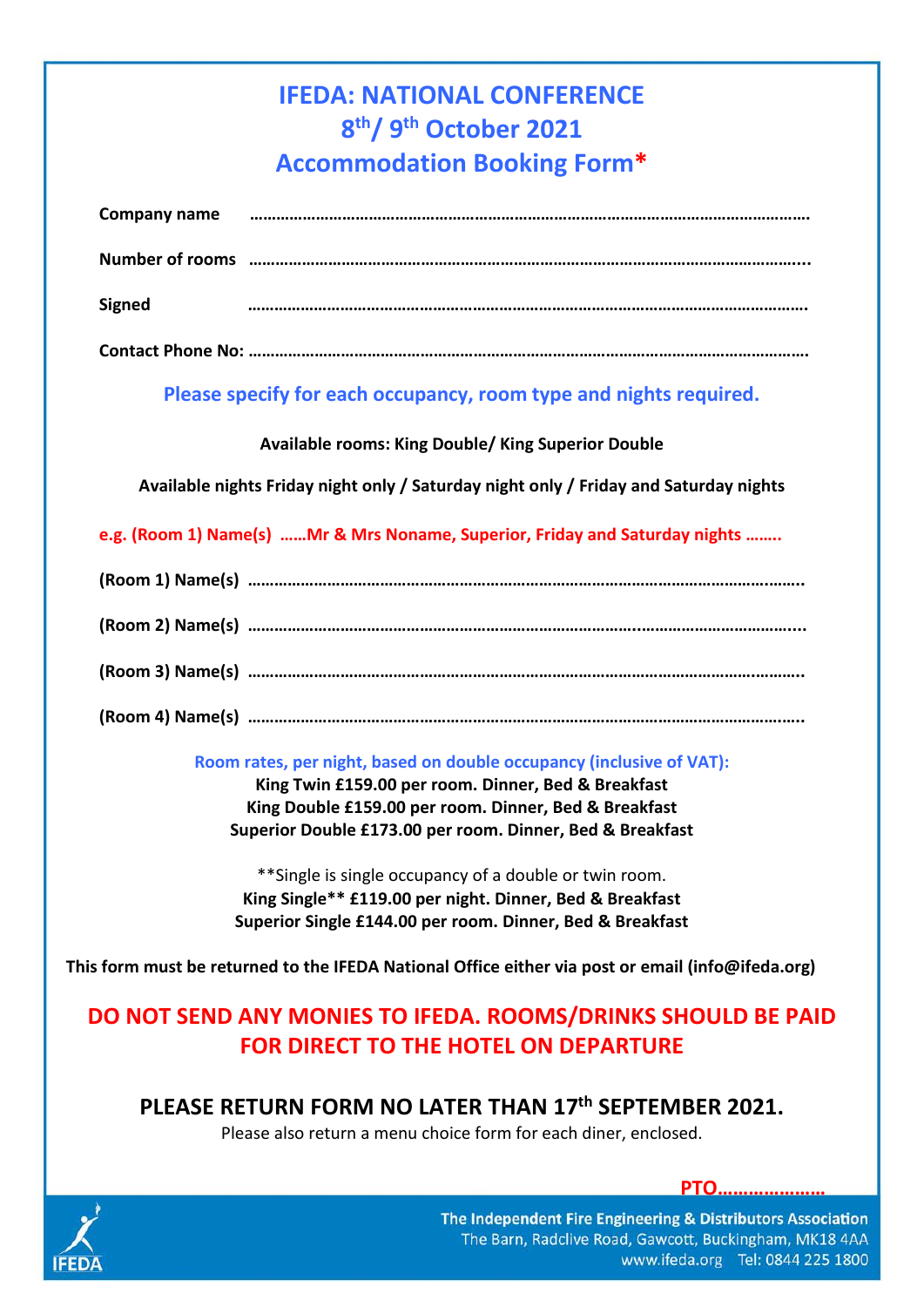# IFEDA: NATIONAL CONFERENCE

## 8th/ 9th October 2021

## Accommodation Booking Form*

**Company name** ……………………………………………………………………………………………………………

**Number of rooms** ……………………………………………………………………………………………………………

**Signed** ……………………………………………………………………………………………………………

**Contact Phone No:** ……………………………………………………………………………………………………………

**Please specify for each occupancy, room type and nights required.**

**Available rooms: King Double/ King Superior Double**

**Available nights Friday night only / Saturday night only / Friday and Saturday nights**

**e.g. (Room 1) Name(s) ……Mr & Mrs Noname, Superior, Friday and Saturday nights ……..**

**(Room 1) Name(s)** ……………………………………………………………………………………………………………

**(Room 2) Name(s)** ……………………………………………………………………………………………………………

**(Room 3) Name(s)** ……………………………………………………………………………………………………………

**(Room 4) Name(s)** ……………………………………………………………………………………………………………

**Room rates, per night, based on double occupancy (inclusive of VAT):**

**King Twin £159.00 per room. Dinner, Bed & Breakfast**
**King Double £159.00 per room. Dinner, Bed & Breakfast**
**Superior Double £173.00 per room. Dinner, Bed & Breakfast**

**Single is single occupancy of a double or twin room.

**King Single** £119.00 per night. Dinner, Bed & Breakfast**
**Superior Single £144.00 per room. Dinner, Bed & Breakfast**

**This form must be returned to the IFEDA National Office either via post or email (info@ifeda.org)**

**DO NOT SEND ANY MONIES TO IFEDA. ROOMS/DRINKS SHOULD BE PAID FOR DIRECT TO THE HOTEL ON DEPARTURE**

**PLEASE RETURN FORM NO LATER THAN 17th SEPTEMBER 2021.**

Please also return a menu choice form for each diner, enclosed.

**PTO…………………**

**The Independent Fire Engineering & Distributors Association**
The Barn, Radclive Road, Gawcott, Buckingham, MK18 4AA
www.ifeda.org Tel: 0844 225 1800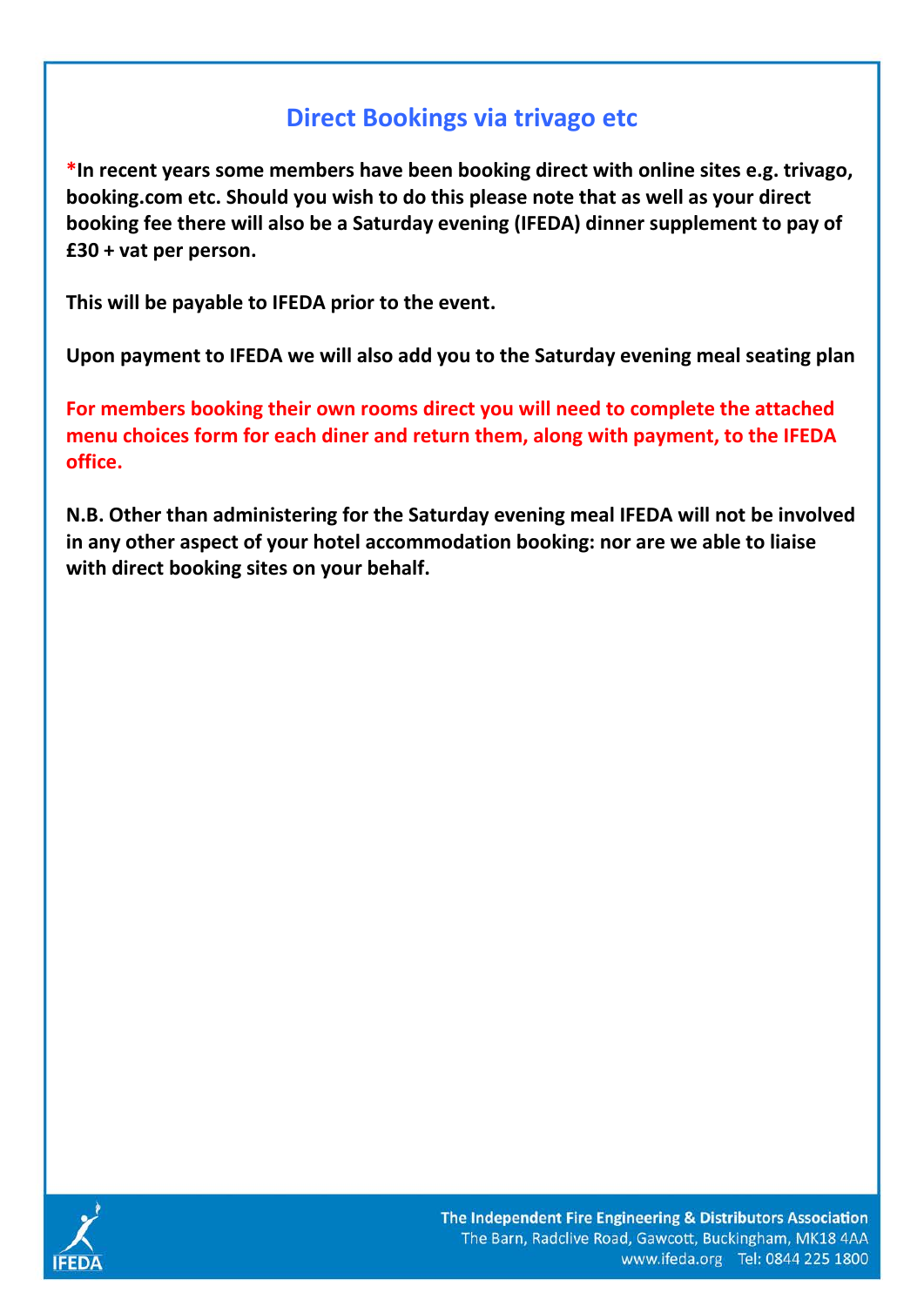## Direct Bookings via trivago etc

***In recent years some members have been booking direct with online sites e.g. trivago, booking.com etc. Should you wish to do this please note that as well as your direct booking fee there will also be a Saturday evening (IFEDA) dinner supplement to pay of £30 + vat per person.**

**This will be payable to IFEDA prior to the event.**

**Upon payment to IFEDA we will also add you to the Saturday evening meal seating plan**

**For members booking their own rooms direct you will need to complete the attached menu choices form for each diner and return them, along with payment, to the IFEDA office.**

**N.B. Other than administering for the Saturday evening meal IFEDA will not be involved in any other aspect of your hotel accommodation booking: nor are we able to liaise with direct booking sites on your behalf.**

**The Independent Fire Engineering & Distributors Association**
The Barn, Radclive Road, Gawcott, Buckingham, MK18 4AA
www.ifeda.org Tel: 0844 225 1800